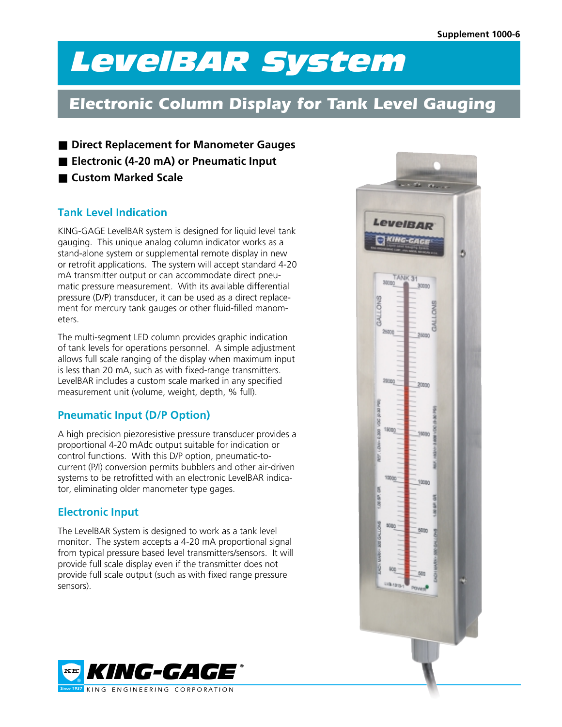Supplement 1000-6

# LevelBAR System

## Electronic Column Display for Tank Level Gauging

- **Direct Replacement for Manometer Gauges**
- **Electronic (4-20 mA) or Pneumatic Input**
- **Custom Marked Scale**

### Tank Level Indication

KING-GAGE LevelBAR system is designed for liquid level tank gauging. This unique analog column indicator works as a stand-alone system or supplemental remote display in new or retrofit applications. The system will accept standard 4-20 mA transmitter output or can accommodate direct pneumatic pressure measurement. With its available differential pressure (D/P) transducer, it can be used as a direct replacement for mercury tank gauges or other fluid-filled manometers.

The multi-segment LED column provides graphic indication of tank levels for operations personnel. A simple adjustment allows full scale ranging of the display when maximum input is less than 20 mA, such as with fixed-range transmitters. LevelBAR includes a custom scale marked in any specified measurement unit (volume, weight, depth, % full).

### Pneumatic Input (D/P Option)

A high precision piezoresistive pressure transducer provides a proportional 4-20 mAdc output suitable for indication or control functions. With this D/P option, pneumatic-to-current (P/I) conversion permits bubblers and other air-driven systems to be retrofitted with an electronic LevelBAR indicator, eliminating older manometer type gages.

### Electronic Input

The LevelBAR System is designed to work as a tank level monitor. The system accepts a 4-20 mA proportional signal from typical pressure based level transmitters/sensors. It will provide full scale display even if the transmitter does not provide full scale output (such as with fixed range pressure sensors).

KING-GAGE®
Since 1937 KING ENGINEERING CORPORATION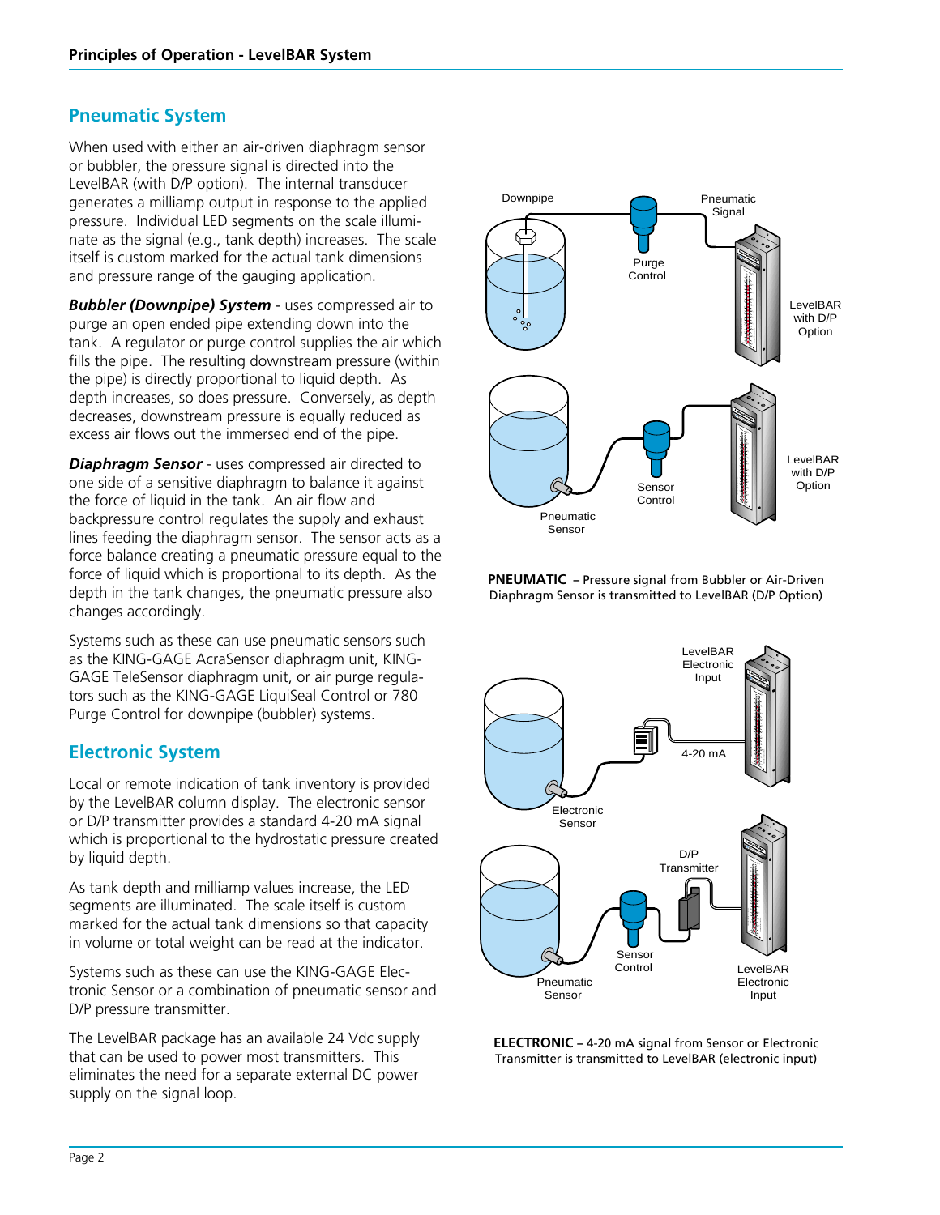## Pneumatic System

When used with either an air-driven diaphragm sensor or bubbler, the pressure signal is directed into the LevelBAR (with D/P option). The internal transducer generates a milliamp output in response to the applied pressure. Individual LED segments on the scale illuminate as the signal (e.g., tank depth) increases. The scale itself is custom marked for the actual tank dimensions and pressure range of the gauging application.

***Bubbler (Downpipe) System*** - uses compressed air to purge an open ended pipe extending down into the tank. A regulator or purge control supplies the air which fills the pipe. The resulting downstream pressure (within the pipe) is directly proportional to liquid depth. As depth increases, so does pressure. Conversely, as depth decreases, downstream pressure is equally reduced as excess air flows out the immersed end of the pipe.

***Diaphragm Sensor*** - uses compressed air directed to one side of a sensitive diaphragm to balance it against the force of liquid in the tank. An air flow and backpressure control regulates the supply and exhaust lines feeding the diaphragm sensor. The sensor acts as a force balance creating a pneumatic pressure equal to the force of liquid which is proportional to its depth. As the depth in the tank changes, the pneumatic pressure also changes accordingly.

Systems such as these can use pneumatic sensors such as the KING-GAGE AcraSensor diaphragm unit, KING-GAGE TeleSensor diaphragm unit, or air purge regulators such as the KING-GAGE LiquiSeal Control or 780 Purge Control for downpipe (bubbler) systems.

**PNEUMATIC** – Pressure signal from Bubbler or Air-Driven Diaphragm Sensor is transmitted to LevelBAR (D/P Option)

## Electronic System

Local or remote indication of tank inventory is provided by the LevelBAR column display. The electronic sensor or D/P transmitter provides a standard 4-20 mA signal which is proportional to the hydrostatic pressure created by liquid depth.

As tank depth and milliamp values increase, the LED segments are illuminated. The scale itself is custom marked for the actual tank dimensions so that capacity in volume or total weight can be read at the indicator.

Systems such as these can use the KING-GAGE Electronic Sensor or a combination of pneumatic sensor and D/P pressure transmitter.

The LevelBAR package has an available 24 Vdc supply that can be used to power most transmitters. This eliminates the need for a separate external DC power supply on the signal loop.

**ELECTRONIC** – 4-20 mA signal from Sensor or Electronic Transmitter is transmitted to LevelBAR (electronic input)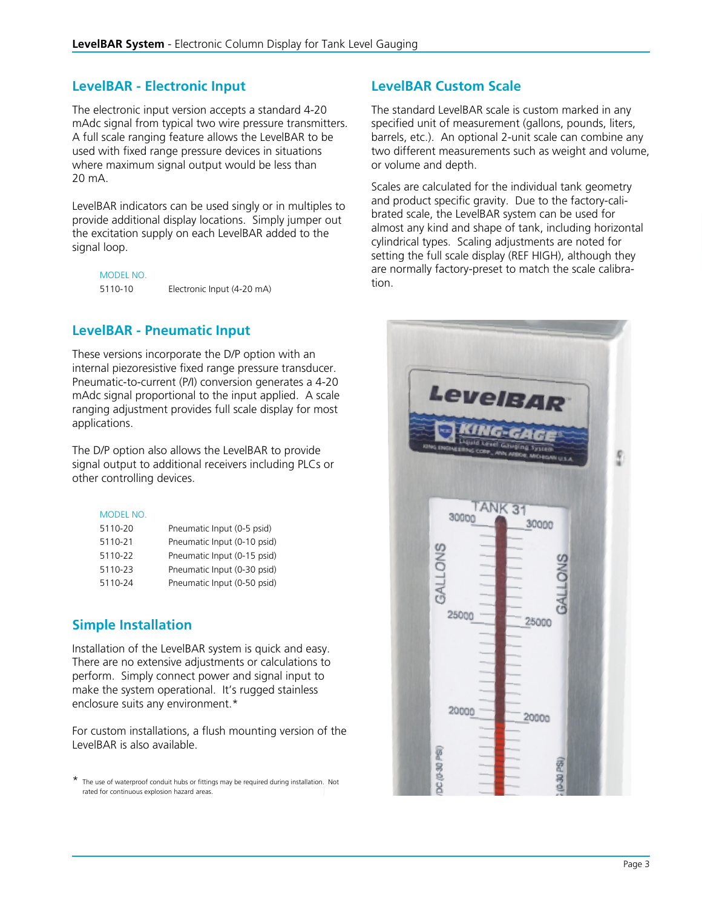## LevelBAR - Electronic Input

The electronic input version accepts a standard 4-20 mAdc signal from typical two wire pressure transmitters. A full scale ranging feature allows the LevelBAR to be used with fixed range pressure devices in situations where maximum signal output would be less than 20 mA.

LevelBAR indicators can be used singly or in multiples to provide additional display locations. Simply jumper out the excitation supply on each LevelBAR added to the signal loop.

| MODEL NO. | |
|---|---|
| 5110-10 | Electronic Input (4-20 mA) |

## LevelBAR - Pneumatic Input

These versions incorporate the D/P option with an internal piezoresistive fixed range pressure transducer. Pneumatic-to-current (P/I) conversion generates a 4-20 mAdc signal proportional to the input applied. A scale ranging adjustment provides full scale display for most applications.

The D/P option also allows the LevelBAR to provide signal output to additional receivers including PLCs or other controlling devices.

| MODEL NO. | |
|---|---|
| 5110-20 | Pneumatic Input (0-5 psid) |
| 5110-21 | Pneumatic Input (0-10 psid) |
| 5110-22 | Pneumatic Input (0-15 psid) |
| 5110-23 | Pneumatic Input (0-30 psid) |
| 5110-24 | Pneumatic Input (0-50 psid) |

## Simple Installation

Installation of the LevelBAR system is quick and easy. There are no extensive adjustments or calculations to perform. Simply connect power and signal input to make the system operational. It's rugged stainless enclosure suits any environment.*

For custom installations, a flush mounting version of the LevelBAR is also available.

* The use of waterproof conduit hubs or fittings may be required during installation. Not rated for continuous explosion hazard areas.

## LevelBAR Custom Scale

The standard LevelBAR scale is custom marked in any specified unit of measurement (gallons, pounds, liters, barrels, etc.). An optional 2-unit scale can combine any two different measurements such as weight and volume, or volume and depth.

Scales are calculated for the individual tank geometry and product specific gravity. Due to the factory-calibrated scale, the LevelBAR system can be used for almost any kind and shape of tank, including horizontal cylindrical types. Scaling adjustments are noted for setting the full scale display (REF HIGH), although they are normally factory-preset to match the scale calibration.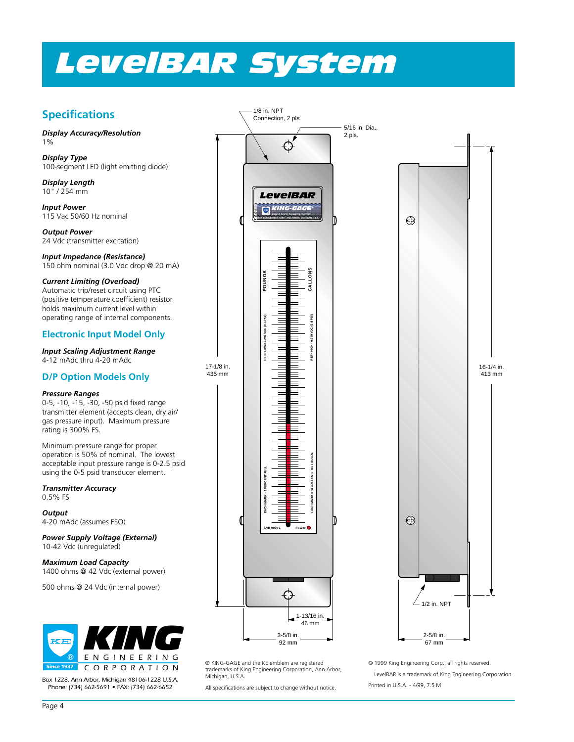# LevelBAR System

## Specifications

***Display Accuracy/Resolution***
1%

***Display Type***
100-segment LED (light emitting diode)

***Display Length***
10" / 254 mm

***Input Power***
115 Vac 50/60 Hz nominal

***Output Power***
24 Vdc (transmitter excitation)

***Input Impedance (Resistance)***
150 ohm nominal (3.0 Vdc drop @ 20 mA)

***Current Limiting (Overload)***
Automatic trip/reset circuit using PTC (positive temperature coefficient) resistor holds maximum current level within operating range of internal components.

## Electronic Input Model Only

***Input Scaling Adjustment Range***
4-12 mAdc thru 4-20 mAdc

## D/P Option Models Only

***Pressure Ranges***
0-5, -10, -15, -30, -50 psid fixed range transmitter element (accepts clean, dry air/gas pressure input). Maximum pressure rating is 300% FS.

Minimum pressure range for proper operation is 50% of nominal. The lowest acceptable input pressure range is 0-2.5 psid using the 0-5 psid transducer element.

***Transmitter Accuracy***
0.5% FS

***Output***
4-20 mAdc (assumes FSO)

***Power Supply Voltage (External)***
10-42 Vdc (unregulated)

***Maximum Load Capacity***
1400 ohms @ 42 Vdc (external power)

500 ohms @ 24 Vdc (internal power)

1/8 in. NPT Connection, 2 pls.

5/16 in. Dia., 2 pls.

17-1/8 in.
435 mm

16-1/4 in.
413 mm

1/2 in. NPT

1-13/16 in.
46 mm

3-5/8 in.
92 mm

2-5/8 in.
67 mm

LevelBAR
KING-GAGE

POUNDS

GALLONS

EACH MARK = 1 PERCENT FULL

EACH MARK = 50 GALLONS 8.6 LBS/GAL

LVB-9999-1

Power

KING ENGINEERING CORPORATION
Since 1937

Box 1228, Ann Arbor, Michigan 48106-1228 U.S.A.
Phone: (734) 662-5691 • FAX: (734) 662-6652

® KING-GAGE and the KE emblem are registered trademarks of King Engineering Corporation, Ann Arbor, Michigan, U.S.A.

All specifications are subject to change without notice.

© 1999 King Engineering Corp., all rights reserved.

LevelBAR is a trademark of King Engineering Corporation

Printed in U.S.A. - 4/99, 7.5 M